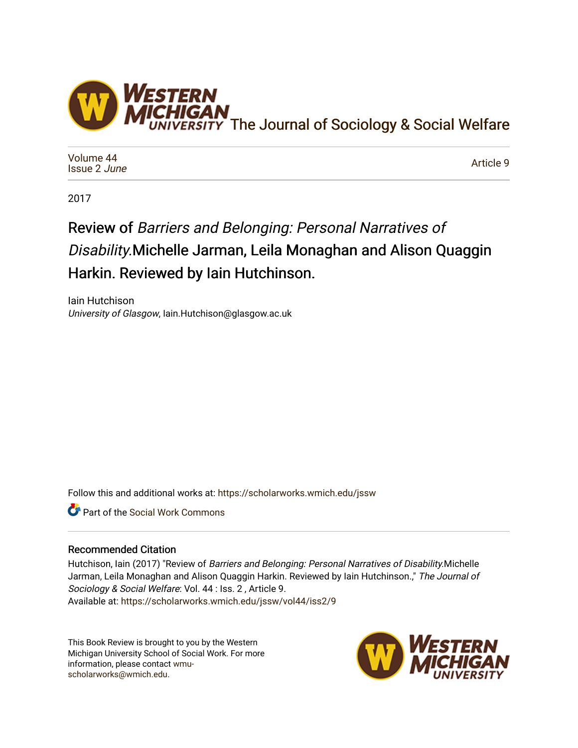The Journal of Sociology & Social Welfare

Volume 44
Issue 2 *June*

Article 9

2017

# Review of *Barriers and Belonging: Personal Narratives of Disability.*Michelle Jarman, Leila Monaghan and Alison Quaggin Harkin. Reviewed by Iain Hutchinson.

Iain Hutchison
*University of Glasgow*, Iain.Hutchison@glasgow.ac.uk

Follow this and additional works at: https://scholarworks.wmich.edu/jssw

Part of the Social Work Commons

## Recommended Citation

Hutchison, Iain (2017) "Review of *Barriers and Belonging: Personal Narratives of Disability.*Michelle Jarman, Leila Monaghan and Alison Quaggin Harkin. Reviewed by Iain Hutchinson.," *The Journal of Sociology & Social Welfare*: Vol. 44 : Iss. 2 , Article 9.
Available at: https://scholarworks.wmich.edu/jssw/vol44/iss2/9

This Book Review is brought to you by the Western Michigan University School of Social Work. For more information, please contact wmu-scholarworks@wmich.edu.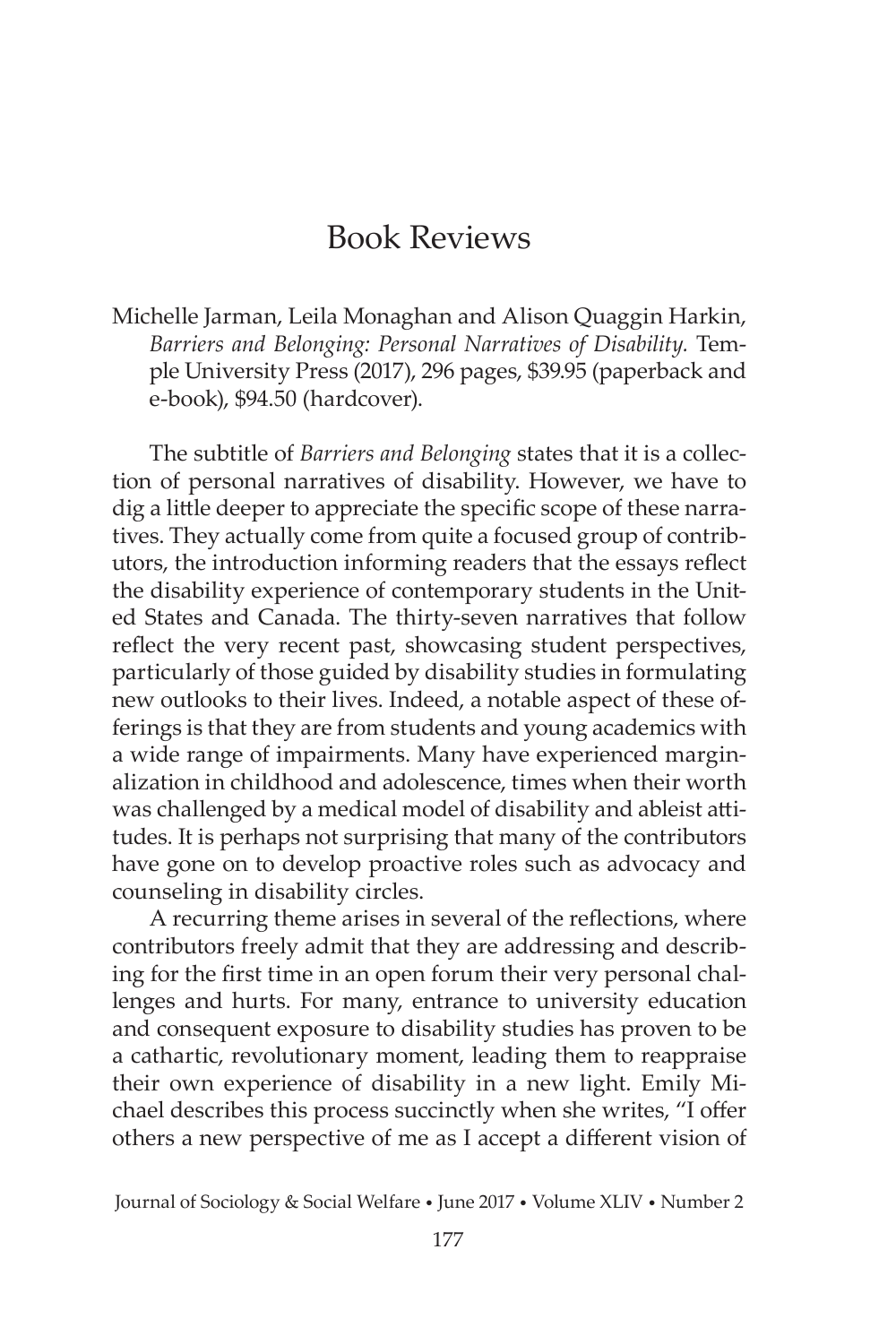# Book Reviews

Michelle Jarman, Leila Monaghan and Alison Quaggin Harkin, *Barriers and Belonging: Personal Narratives of Disability.* Temple University Press (2017), 296 pages, $39.95 (paperback and e-book), $94.50 (hardcover).

The subtitle of *Barriers and Belonging* states that it is a collection of personal narratives of disability. However, we have to dig a little deeper to appreciate the specific scope of these narratives. They actually come from quite a focused group of contributors, the introduction informing readers that the essays reflect the disability experience of contemporary students in the United States and Canada. The thirty-seven narratives that follow reflect the very recent past, showcasing student perspectives, particularly of those guided by disability studies in formulating new outlooks to their lives. Indeed, a notable aspect of these offerings is that they are from students and young academics with a wide range of impairments. Many have experienced marginalization in childhood and adolescence, times when their worth was challenged by a medical model of disability and ableist attitudes. It is perhaps not surprising that many of the contributors have gone on to develop proactive roles such as advocacy and counseling in disability circles.

A recurring theme arises in several of the reflections, where contributors freely admit that they are addressing and describing for the first time in an open forum their very personal challenges and hurts. For many, entrance to university education and consequent exposure to disability studies has proven to be a cathartic, revolutionary moment, leading them to reappraise their own experience of disability in a new light. Emily Michael describes this process succinctly when she writes, "I offer others a new perspective of me as I accept a different vision of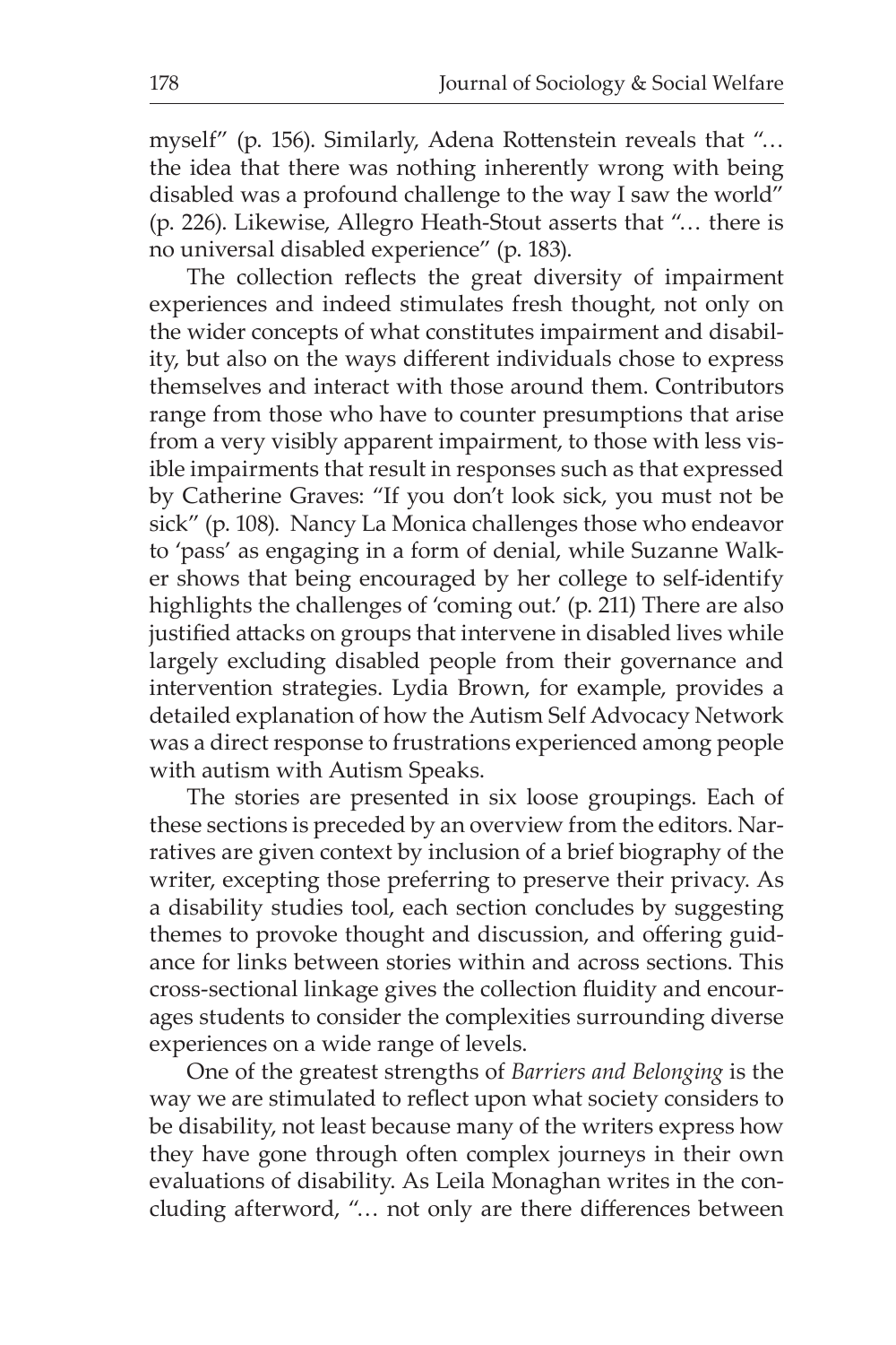myself" (p. 156). Similarly, Adena Rottenstein reveals that "… the idea that there was nothing inherently wrong with being disabled was a profound challenge to the way I saw the world" (p. 226). Likewise, Allegro Heath-Stout asserts that "… there is no universal disabled experience" (p. 183).

The collection reflects the great diversity of impairment experiences and indeed stimulates fresh thought, not only on the wider concepts of what constitutes impairment and disability, but also on the ways different individuals chose to express themselves and interact with those around them. Contributors range from those who have to counter presumptions that arise from a very visibly apparent impairment, to those with less visible impairments that result in responses such as that expressed by Catherine Graves: "If you don't look sick, you must not be sick" (p. 108). Nancy La Monica challenges those who endeavor to 'pass' as engaging in a form of denial, while Suzanne Walker shows that being encouraged by her college to self-identify highlights the challenges of 'coming out.' (p. 211) There are also justified attacks on groups that intervene in disabled lives while largely excluding disabled people from their governance and intervention strategies. Lydia Brown, for example, provides a detailed explanation of how the Autism Self Advocacy Network was a direct response to frustrations experienced among people with autism with Autism Speaks.

The stories are presented in six loose groupings. Each of these sections is preceded by an overview from the editors. Narratives are given context by inclusion of a brief biography of the writer, excepting those preferring to preserve their privacy. As a disability studies tool, each section concludes by suggesting themes to provoke thought and discussion, and offering guidance for links between stories within and across sections. This cross-sectional linkage gives the collection fluidity and encourages students to consider the complexities surrounding diverse experiences on a wide range of levels.

One of the greatest strengths of *Barriers and Belonging* is the way we are stimulated to reflect upon what society considers to be disability, not least because many of the writers express how they have gone through often complex journeys in their own evaluations of disability. As Leila Monaghan writes in the concluding afterword, "… not only are there differences between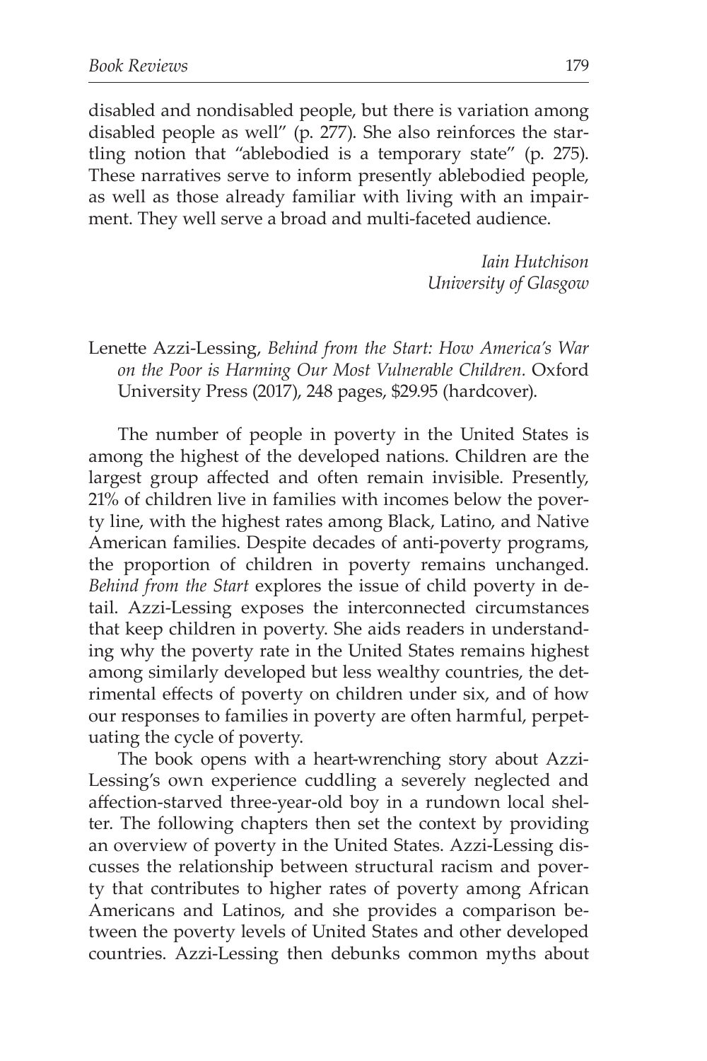disabled and nondisabled people, but there is variation among disabled people as well" (p. 277). She also reinforces the startling notion that "ablebodied is a temporary state" (p. 275). These narratives serve to inform presently ablebodied people, as well as those already familiar with living with an impairment. They well serve a broad and multi-faceted audience.

*Iain Hutchison*
*University of Glasgow*

Lenette Azzi-Lessing, *Behind from the Start: How America's War on the Poor is Harming Our Most Vulnerable Children.* Oxford University Press (2017), 248 pages, $29.95 (hardcover).

The number of people in poverty in the United States is among the highest of the developed nations. Children are the largest group affected and often remain invisible. Presently, 21% of children live in families with incomes below the poverty line, with the highest rates among Black, Latino, and Native American families. Despite decades of anti-poverty programs, the proportion of children in poverty remains unchanged. *Behind from the Start* explores the issue of child poverty in detail. Azzi-Lessing exposes the interconnected circumstances that keep children in poverty. She aids readers in understanding why the poverty rate in the United States remains highest among similarly developed but less wealthy countries, the detrimental effects of poverty on children under six, and of how our responses to families in poverty are often harmful, perpetuating the cycle of poverty.

The book opens with a heart-wrenching story about Azzi-Lessing's own experience cuddling a severely neglected and affection-starved three-year-old boy in a rundown local shelter. The following chapters then set the context by providing an overview of poverty in the United States. Azzi-Lessing discusses the relationship between structural racism and poverty that contributes to higher rates of poverty among African Americans and Latinos, and she provides a comparison between the poverty levels of United States and other developed countries. Azzi-Lessing then debunks common myths about